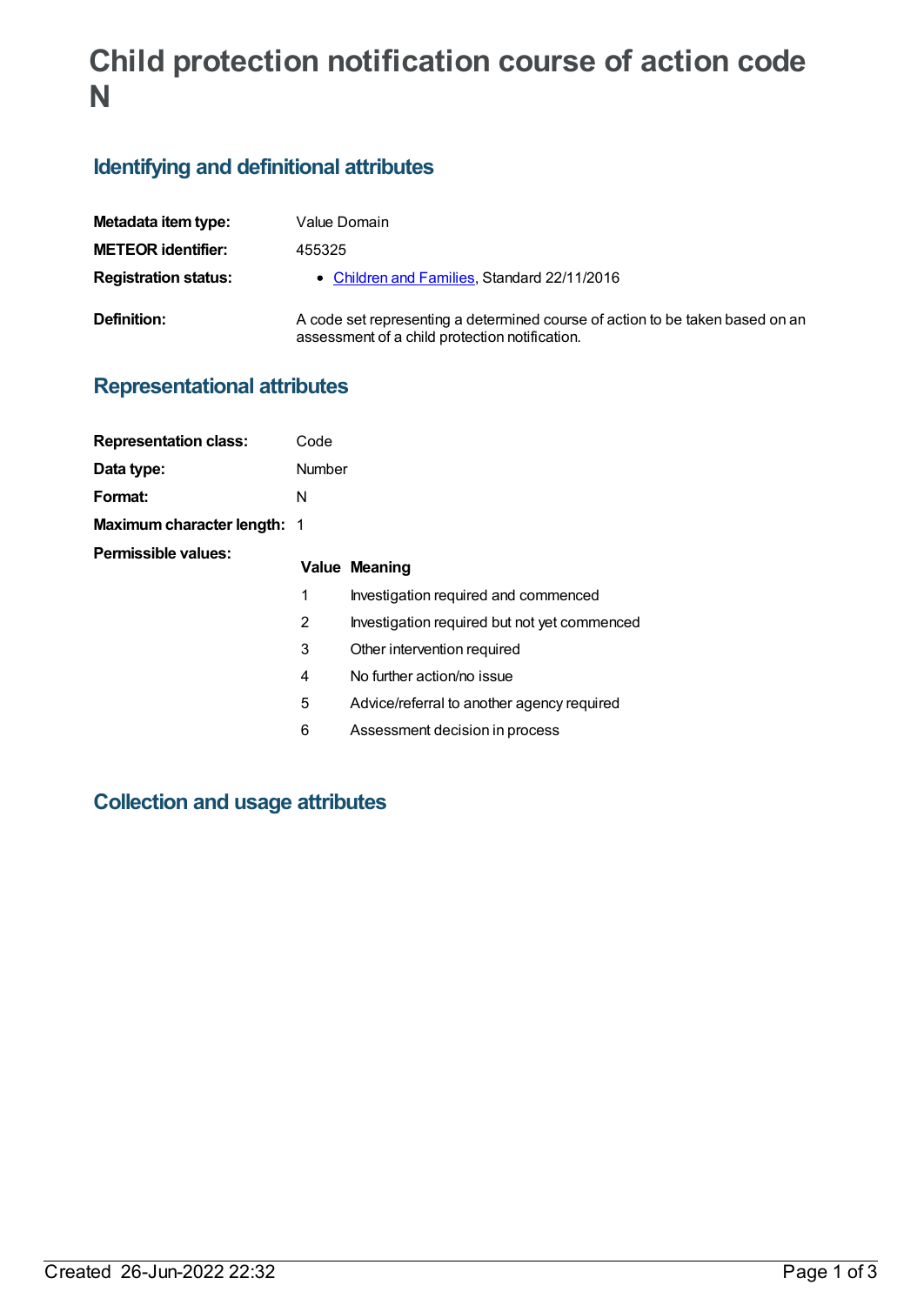# Child protection notification course of action code N

## Identifying and definitional attributes

| | |
|---|---|
| **Metadata item type:** | Value Domain |
| **METEOR identifier:** | 455325 |
| **Registration status:** | • Children and Families, Standard 22/11/2016 |
| **Definition:** | A code set representing a determined course of action to be taken based on an assessment of a child protection notification. |

## Representational attributes

| | |
|---|---|
| **Representation class:** | Code |
| **Data type:** | Number |
| **Format:** | N |
| **Maximum character length:** | 1 |

**Permissible values:**

| Value | Meaning |
|---|---|
| 1 | Investigation required and commenced |
| 2 | Investigation required but not yet commenced |
| 3 | Other intervention required |
| 4 | No further action/no issue |
| 5 | Advice/referral to another agency required |
| 6 | Assessment decision in process |

## Collection and usage attributes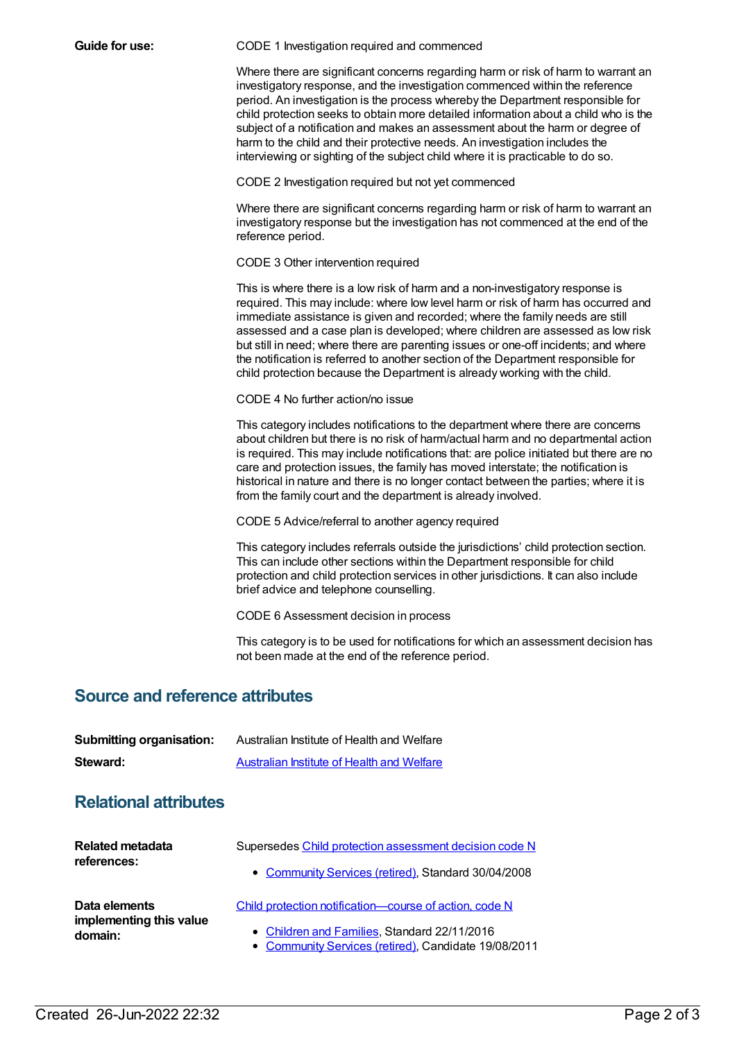**Guide for use:**

CODE 1 Investigation required and commenced

Where there are significant concerns regarding harm or risk of harm to warrant an investigatory response, and the investigation commenced within the reference period. An investigation is the process whereby the Department responsible for child protection seeks to obtain more detailed information about a child who is the subject of a notification and makes an assessment about the harm or degree of harm to the child and their protective needs. An investigation includes the interviewing or sighting of the subject child where it is practicable to do so.

CODE 2 Investigation required but not yet commenced

Where there are significant concerns regarding harm or risk of harm to warrant an investigatory response but the investigation has not commenced at the end of the reference period.

CODE 3 Other intervention required

This is where there is a low risk of harm and a non-investigatory response is required. This may include: where low level harm or risk of harm has occurred and immediate assistance is given and recorded; where the family needs are still assessed and a case plan is developed; where children are assessed as low risk but still in need; where there are parenting issues or one-off incidents; and where the notification is referred to another section of the Department responsible for child protection because the Department is already working with the child.

CODE 4 No further action/no issue

This category includes notifications to the department where there are concerns about children but there is no risk of harm/actual harm and no departmental action is required. This may include notifications that: are police initiated but there are no care and protection issues, the family has moved interstate; the notification is historical in nature and there is no longer contact between the parties; where it is from the family court and the department is already involved.

CODE 5 Advice/referral to another agency required

This category includes referrals outside the jurisdictions' child protection section. This can include other sections within the Department responsible for child protection and child protection services in other jurisdictions. It can also include brief advice and telephone counselling.

CODE 6 Assessment decision in process

This category is to be used for notifications for which an assessment decision has not been made at the end of the reference period.

## Source and reference attributes

**Submitting organisation:** Australian Institute of Health and Welfare

**Steward:** Australian Institute of Health and Welfare

## Relational attributes

**Related metadata references:**

Supersedes Child protection assessment decision code N

- Community Services (retired), Standard 30/04/2008

**Data elements implementing this value domain:**

Child protection notification—course of action, code N

- Children and Families, Standard 22/11/2016
- Community Services (retired), Candidate 19/08/2011